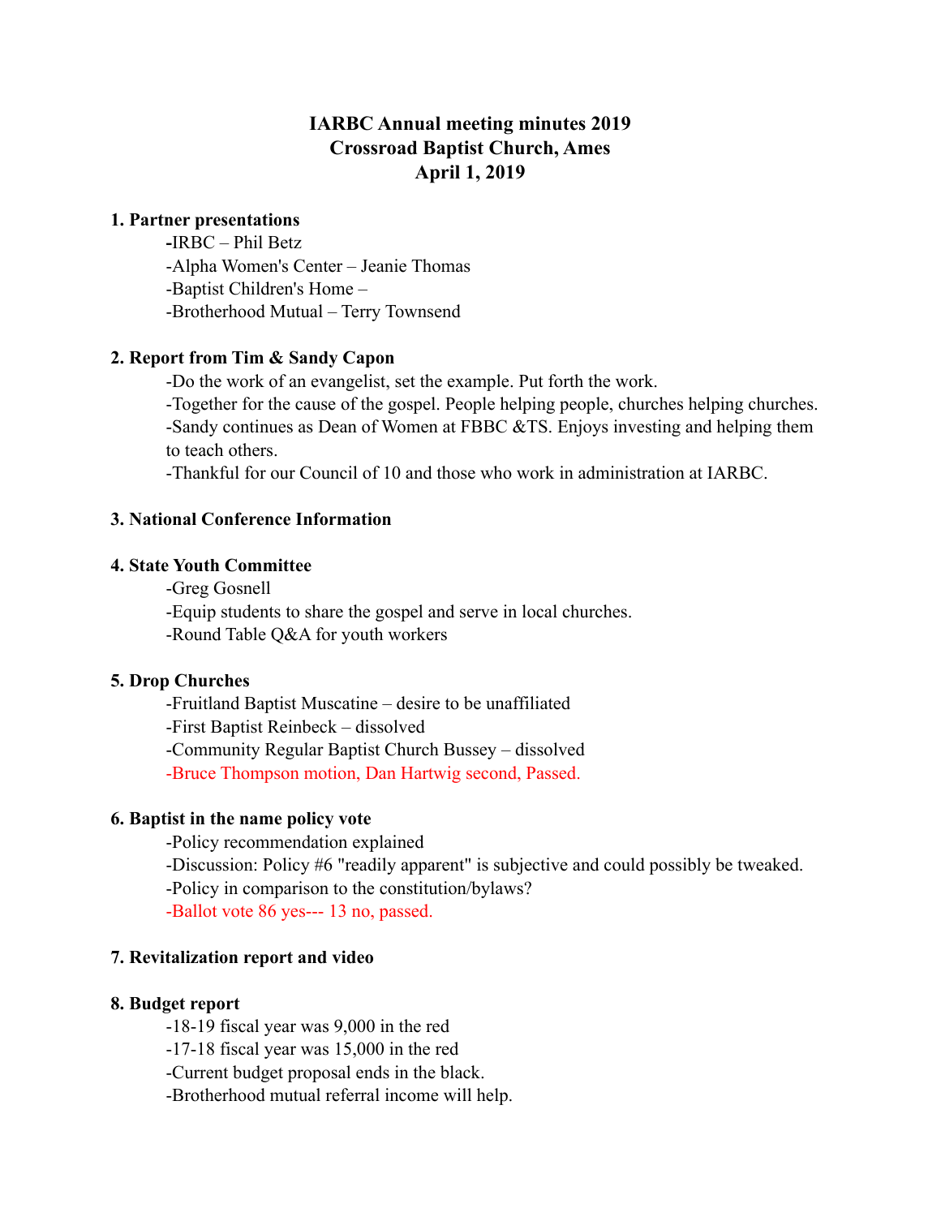# IARBC Annual meeting minutes 2019
# Crossroad Baptist Church, Ames
# April 1, 2019

**1. Partner presentations**

- -IRBC – Phil Betz
- -Alpha Women's Center – Jeanie Thomas
- -Baptist Children's Home –
- -Brotherhood Mutual – Terry Townsend

**2. Report from Tim & Sandy Capon**

- -Do the work of an evangelist, set the example. Put forth the work.
- -Together for the cause of the gospel. People helping people, churches helping churches.
- -Sandy continues as Dean of Women at FBBC &TS. Enjoys investing and helping them to teach others.
- -Thankful for our Council of 10 and those who work in administration at IARBC.

**3. National Conference Information**

**4. State Youth Committee**

- -Greg Gosnell
- -Equip students to share the gospel and serve in local churches.
- -Round Table Q&A for youth workers

**5. Drop Churches**

- -Fruitland Baptist Muscatine – desire to be unaffiliated
- -First Baptist Reinbeck – dissolved
- -Community Regular Baptist Church Bussey – dissolved
- -Bruce Thompson motion, Dan Hartwig second, Passed.

**6. Baptist in the name policy vote**

- -Policy recommendation explained
- -Discussion: Policy #6 "readily apparent" is subjective and could possibly be tweaked.
- -Policy in comparison to the constitution/bylaws?
- -Ballot vote 86 yes--- 13 no, passed.

**7. Revitalization report and video**

**8. Budget report**

- -18-19 fiscal year was 9,000 in the red
- -17-18 fiscal year was 15,000 in the red
- -Current budget proposal ends in the black.
- -Brotherhood mutual referral income will help.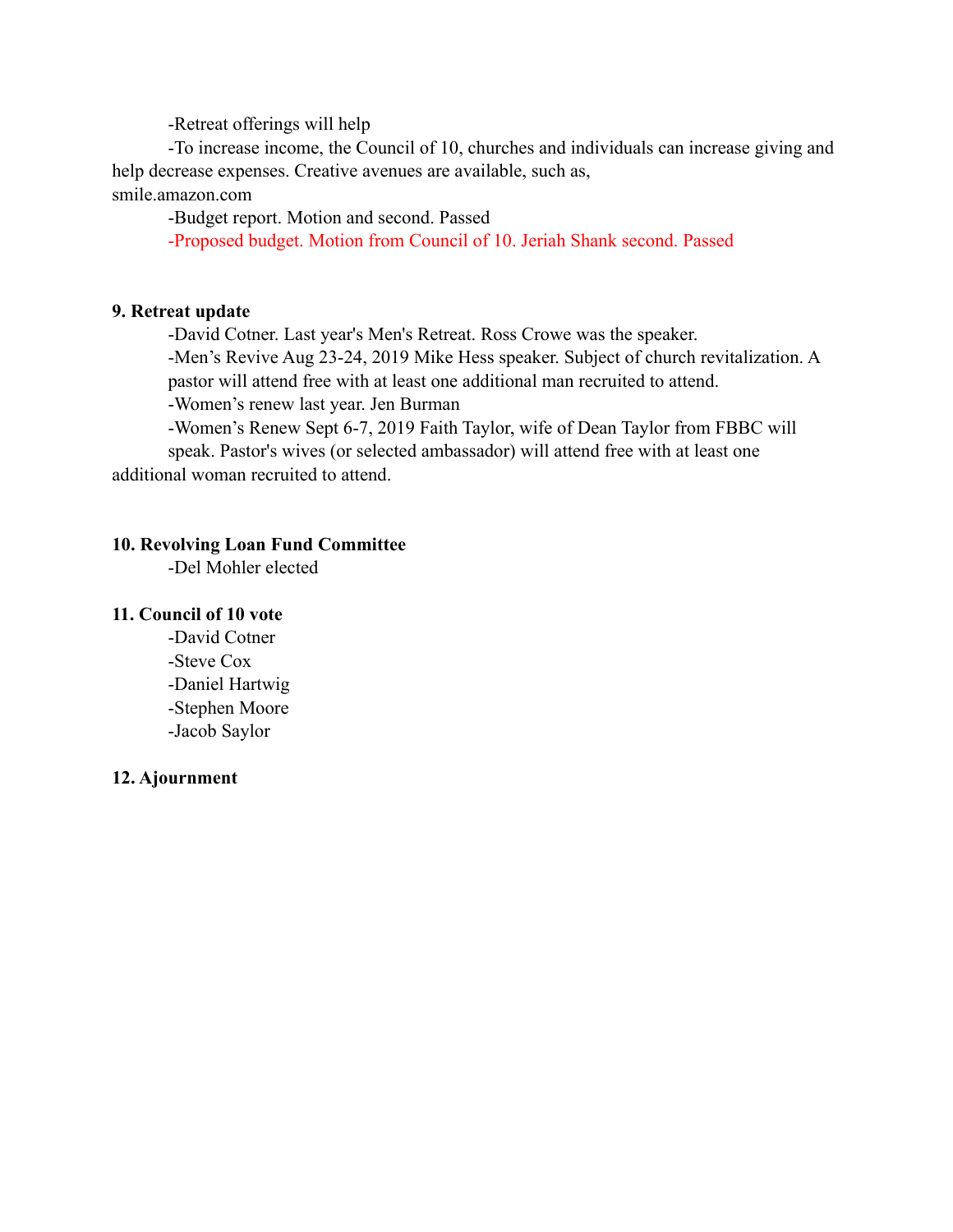-Retreat offerings will help

-To increase income, the Council of 10, churches and individuals can increase giving and help decrease expenses. Creative avenues are available, such as, smile.amazon.com

-Budget report. Motion and second. Passed

-Proposed budget. Motion from Council of 10. Jeriah Shank second. Passed

**9. Retreat update**

-David Cotner. Last year's Men's Retreat. Ross Crowe was the speaker.

-Men's Revive Aug 23-24, 2019 Mike Hess speaker. Subject of church revitalization. A pastor will attend free with at least one additional man recruited to attend.

-Women's renew last year. Jen Burman

-Women's Renew Sept 6-7, 2019 Faith Taylor, wife of Dean Taylor from FBBC will speak. Pastor's wives (or selected ambassador) will attend free with at least one additional woman recruited to attend.

**10. Revolving Loan Fund Committee**

-Del Mohler elected

**11. Council of 10 vote**

-David Cotner
-Steve Cox
-Daniel Hartwig
-Stephen Moore
-Jacob Saylor

**12. Ajournment**